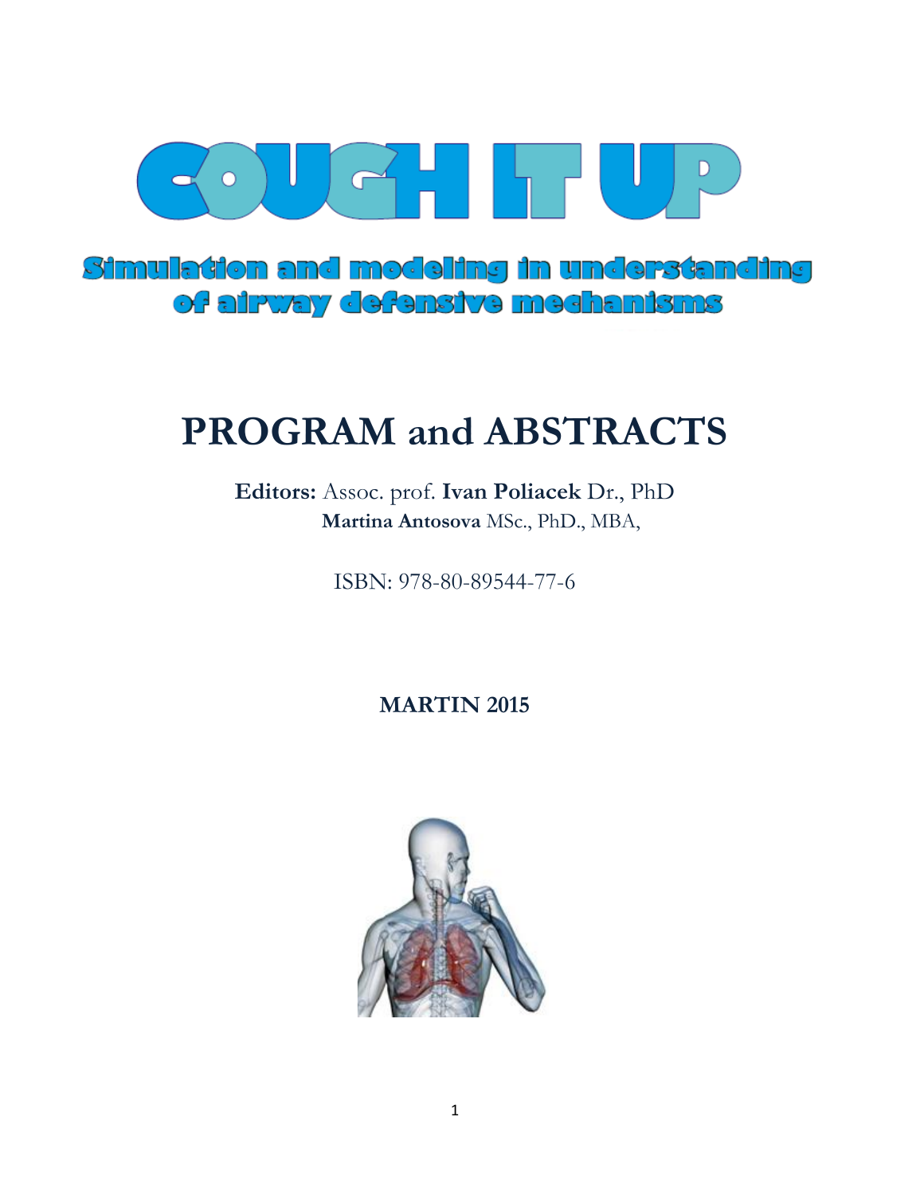# COUGH IT UP

## Simulation and modeling in understanding of airway defensive mechanisms

# PROGRAM and ABSTRACTS

**Editors:** Assoc. prof. **Ivan Poliacek** Dr., PhD
**Martina Antosova** MSc., PhD., MBA,

ISBN: 978-80-89544-77-6

**MARTIN 2015**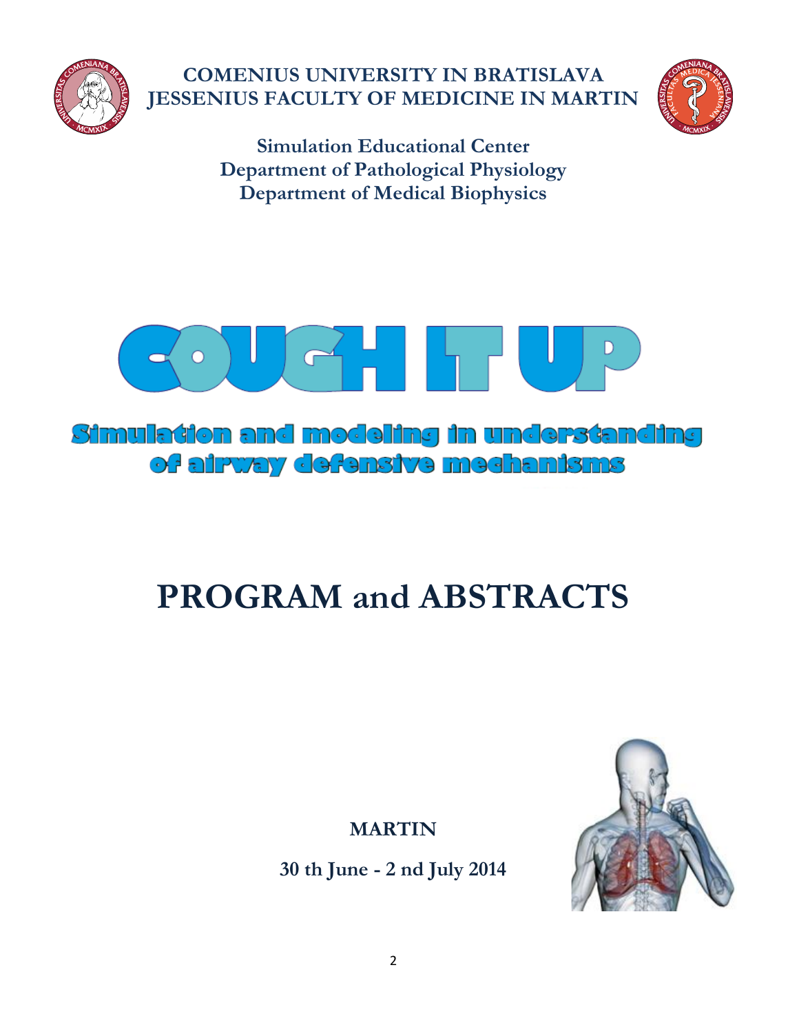**COMENIUS UNIVERSITY IN BRATISLAVA**
**JESSENIUS FACULTY OF MEDICINE IN MARTIN**

**Simulation Educational Center**
**Department of Pathological Physiology**
**Department of Medical Biophysics**

# COUGH IT UP

## Simulation and modeling in understanding of airway defensive mechanisms

# PROGRAM and ABSTRACTS

**MARTIN**

**30 th June - 2 nd July 2014**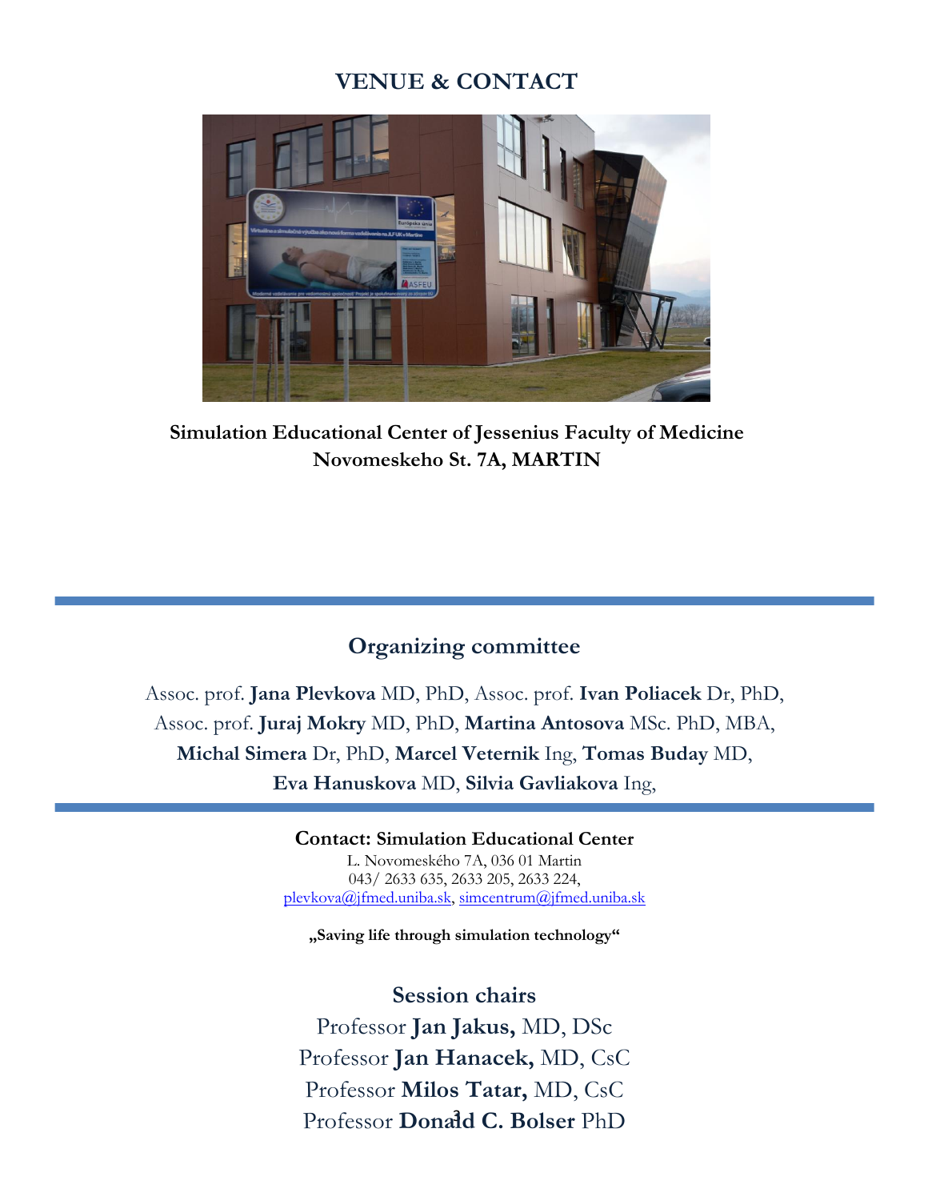# VENUE & CONTACT

**Simulation Educational Center of Jessenius Faculty of Medicine**
**Novomeskeho St. 7A, MARTIN**

## Organizing committee

Assoc. prof. **Jana Plevkova** MD, PhD, Assoc. prof. **Ivan Poliacek** Dr, PhD, Assoc. prof. **Juraj Mokry** MD, PhD, **Martina Antosova** MSc. PhD, MBA, **Michal Simera** Dr, PhD, **Marcel Veternik** Ing, **Tomas Buday** MD, **Eva Hanuskova** MD, **Silvia Gavliakova** Ing,

**Contact: Simulation Educational Center**
L. Novomeského 7A, 036 01 Martin
043/ 2633 635, 2633 205, 2633 224,
plevkova@jfmed.uniba.sk, simcentrum@jfmed.uniba.sk

**„Saving life through simulation technology“**

## Session chairs

Professor **Jan Jakus,** MD, DSc
Professor **Jan Hanacek,** MD, CsC
Professor **Milos Tatar,** MD, CsC
Professor **Donald C. Bolser** PhD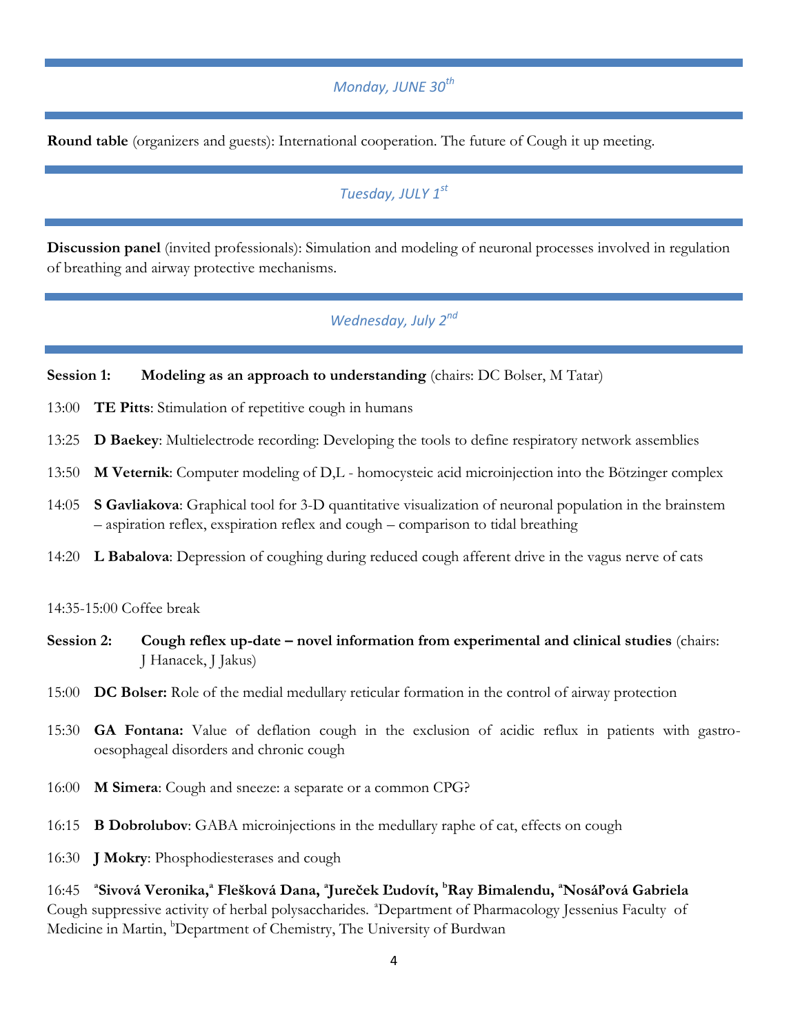## *Monday, JUNE 30th*

**Round table** (organizers and guests): International cooperation. The future of Cough it up meeting.

## *Tuesday, JULY 1st*

**Discussion panel** (invited professionals): Simulation and modeling of neuronal processes involved in regulation of breathing and airway protective mechanisms.

## *Wednesday, July 2nd*

**Session 1: Modeling as an approach to understanding** (chairs: DC Bolser, M Tatar)

13:00 **TE Pitts**: Stimulation of repetitive cough in humans

13:25 **D Baekey**: Multielectrode recording: Developing the tools to define respiratory network assemblies

13:50 **M Veternik**: Computer modeling of D,L - homocysteic acid microinjection into the Bötzinger complex

14:05 **S Gavliakova**: Graphical tool for 3-D quantitative visualization of neuronal population in the brainstem – aspiration reflex, exspiration reflex and cough – comparison to tidal breathing

14:20 **L Babalova**: Depression of coughing during reduced cough afferent drive in the vagus nerve of cats

14:35-15:00 Coffee break

**Session 2: Cough reflex up-date – novel information from experimental and clinical studies** (chairs: J Hanacek, J Jakus)

15:00 **DC Bolser:** Role of the medial medullary reticular formation in the control of airway protection

15:30 **GA Fontana:** Value of deflation cough in the exclusion of acidic reflux in patients with gastro-oesophageal disorders and chronic cough

16:00 **M Simera**: Cough and sneeze: a separate or a common CPG?

16:15 **B Dobrolubov**: GABA microinjections in the medullary raphe of cat, effects on cough

16:30 **J Mokry**: Phosphodiesterases and cough

16:45 **[a]Sivová Veronika,[a] Flešková Dana, [a]Jureček Ľudovít, [b]Ray Bimalendu, [a]Nosáľová Gabriela** Cough suppressive activity of herbal polysaccharides. [a]Department of Pharmacology Jessenius Faculty of Medicine in Martin, [b]Department of Chemistry, The University of Burdwan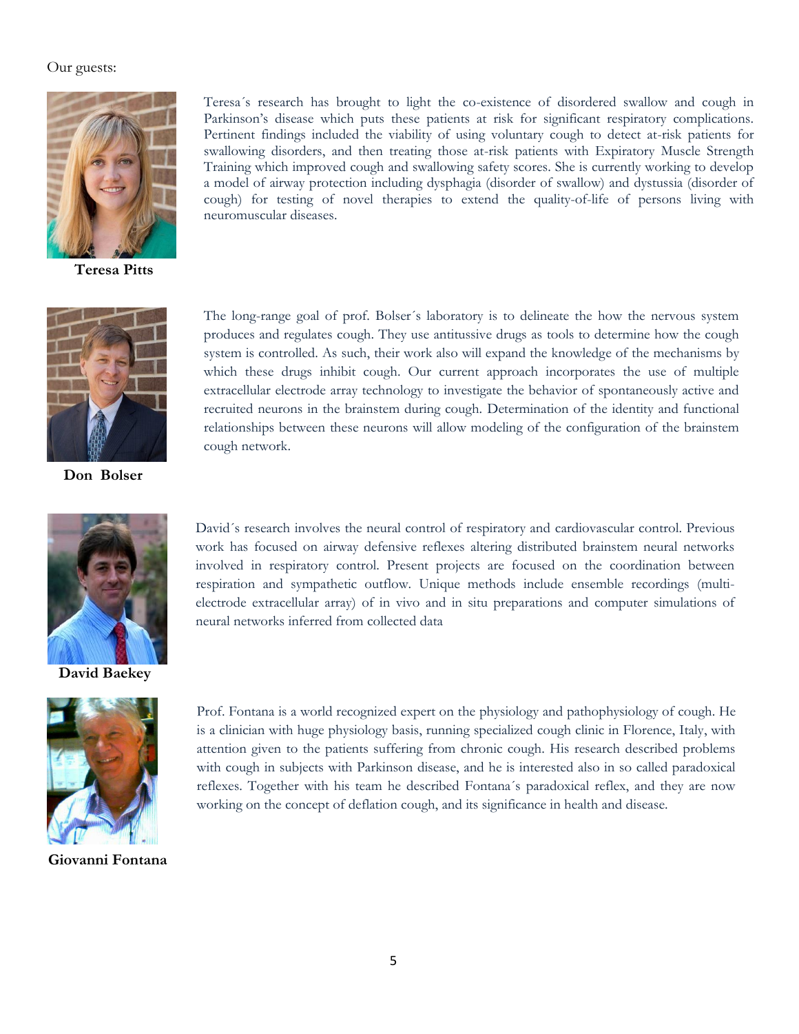Our guests:

**Teresa Pitts**

Teresa´s research has brought to light the co-existence of disordered swallow and cough in Parkinson's disease which puts these patients at risk for significant respiratory complications. Pertinent findings included the viability of using voluntary cough to detect at-risk patients for swallowing disorders, and then treating those at-risk patients with Expiratory Muscle Strength Training which improved cough and swallowing safety scores. She is currently working to develop a model of airway protection including dysphagia (disorder of swallow) and dystussia (disorder of cough) for testing of novel therapies to extend the quality-of-life of persons living with neuromuscular diseases.

**Don Bolser**

The long-range goal of prof. Bolser´s laboratory is to delineate the how the nervous system produces and regulates cough. They use antitussive drugs as tools to determine how the cough system is controlled. As such, their work also will expand the knowledge of the mechanisms by which these drugs inhibit cough. Our current approach incorporates the use of multiple extracellular electrode array technology to investigate the behavior of spontaneously active and recruited neurons in the brainstem during cough. Determination of the identity and functional relationships between these neurons will allow modeling of the configuration of the brainstem cough network.

**David Baekey**

David´s research involves the neural control of respiratory and cardiovascular control. Previous work has focused on airway defensive reflexes altering distributed brainstem neural networks involved in respiratory control. Present projects are focused on the coordination between respiration and sympathetic outflow. Unique methods include ensemble recordings (multi-electrode extracellular array) of in vivo and in situ preparations and computer simulations of neural networks inferred from collected data

**Giovanni Fontana**

Prof. Fontana is a world recognized expert on the physiology and pathophysiology of cough. He is a clinician with huge physiology basis, running specialized cough clinic in Florence, Italy, with attention given to the patients suffering from chronic cough. His research described problems with cough in subjects with Parkinson disease, and he is interested also in so called paradoxical reflexes. Together with his team he described Fontana´s paradoxical reflex, and they are now working on the concept of deflation cough, and its significance in health and disease.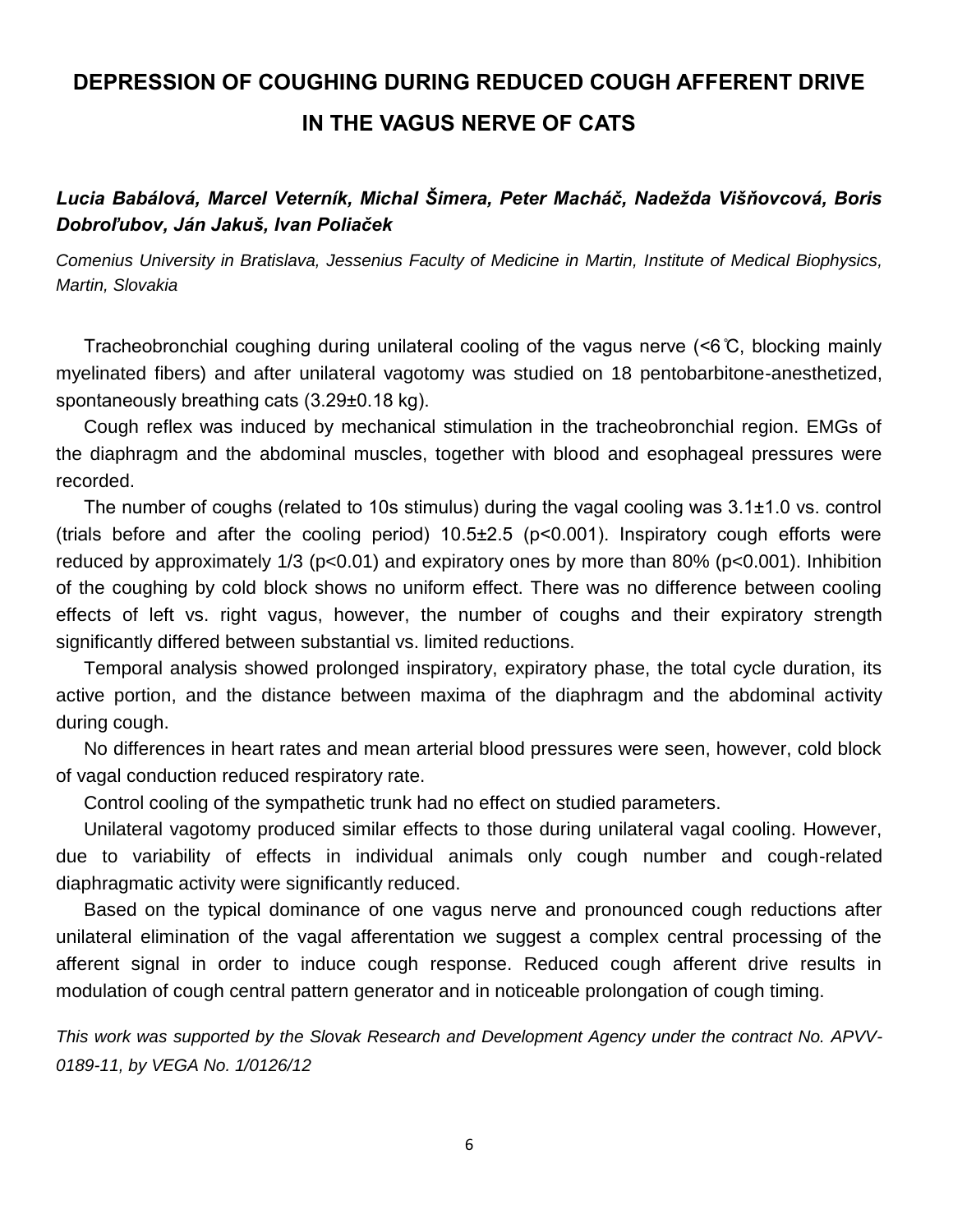# DEPRESSION OF COUGHING DURING REDUCED COUGH AFFERENT DRIVE IN THE VAGUS NERVE OF CATS

***Lucia Babálová, Marcel Veterník, Michal Šimera, Peter Macháč, Nadežda Višňovcová, Boris Dobroľubov, Ján Jakuš, Ivan Poliaček***

*Comenius University in Bratislava, Jessenius Faculty of Medicine in Martin, Institute of Medical Biophysics, Martin, Slovakia*

Tracheobronchial coughing during unilateral cooling of the vagus nerve (<6 ℃, blocking mainly myelinated fibers) and after unilateral vagotomy was studied on 18 pentobarbitone-anesthetized, spontaneously breathing cats (3.29±0.18 kg).

Cough reflex was induced by mechanical stimulation in the tracheobronchial region. EMGs of the diaphragm and the abdominal muscles, together with blood and esophageal pressures were recorded.

The number of coughs (related to 10s stimulus) during the vagal cooling was 3.1±1.0 vs. control (trials before and after the cooling period) 10.5±2.5 ($p<0.001$). Inspiratory cough efforts were reduced by approximately 1/3 ($p<0.01$) and expiratory ones by more than 80% ($p<0.001$). Inhibition of the coughing by cold block shows no uniform effect. There was no difference between cooling effects of left vs. right vagus, however, the number of coughs and their expiratory strength significantly differed between substantial vs. limited reductions.

Temporal analysis showed prolonged inspiratory, expiratory phase, the total cycle duration, its active portion, and the distance between maxima of the diaphragm and the abdominal activity during cough.

No differences in heart rates and mean arterial blood pressures were seen, however, cold block of vagal conduction reduced respiratory rate.

Control cooling of the sympathetic trunk had no effect on studied parameters.

Unilateral vagotomy produced similar effects to those during unilateral vagal cooling. However, due to variability of effects in individual animals only cough number and cough-related diaphragmatic activity were significantly reduced.

Based on the typical dominance of one vagus nerve and pronounced cough reductions after unilateral elimination of the vagal afferentation we suggest a complex central processing of the afferent signal in order to induce cough response. Reduced cough afferent drive results in modulation of cough central pattern generator and in noticeable prolongation of cough timing.

*This work was supported by the Slovak Research and Development Agency under the contract No. APVV-0189-11, by VEGA No. 1/0126/12*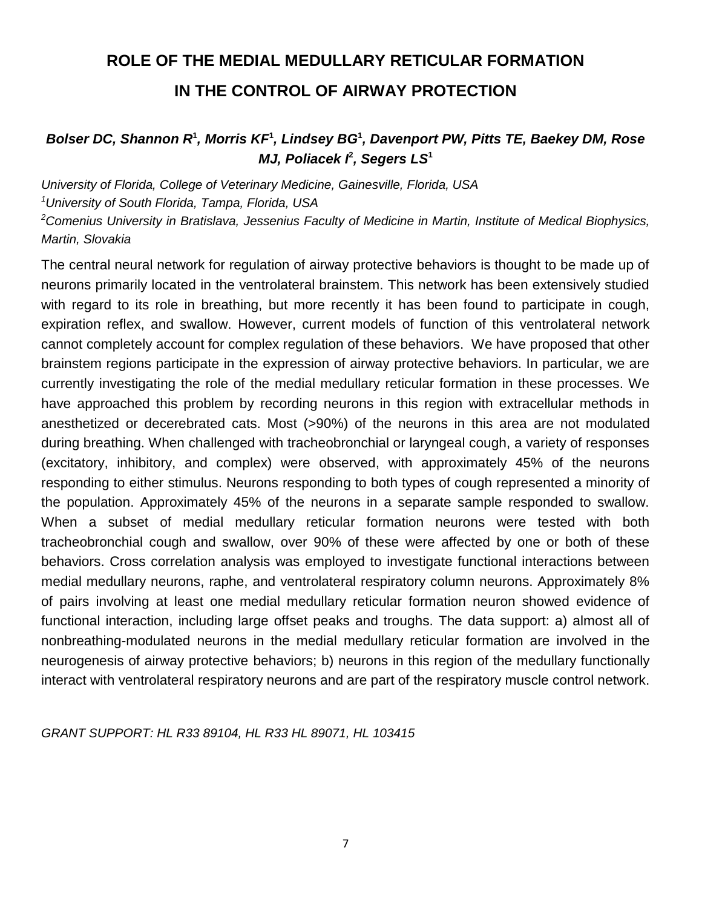# ROLE OF THE MEDIAL MEDULLARY RETICULAR FORMATION IN THE CONTROL OF AIRWAY PROTECTION

***Bolser DC, Shannon R[1], Morris KF[1], Lindsey BG[1], Davenport PW, Pitts TE, Baekey DM, Rose MJ, Poliacek I[2], Segers LS[1]***

*University of Florida, College of Veterinary Medicine, Gainesville, Florida, USA*
*[1]University of South Florida, Tampa, Florida, USA*
*[2]Comenius University in Bratislava, Jessenius Faculty of Medicine in Martin, Institute of Medical Biophysics, Martin, Slovakia*

The central neural network for regulation of airway protective behaviors is thought to be made up of neurons primarily located in the ventrolateral brainstem. This network has been extensively studied with regard to its role in breathing, but more recently it has been found to participate in cough, expiration reflex, and swallow. However, current models of function of this ventrolateral network cannot completely account for complex regulation of these behaviors. We have proposed that other brainstem regions participate in the expression of airway protective behaviors. In particular, we are currently investigating the role of the medial medullary reticular formation in these processes. We have approached this problem by recording neurons in this region with extracellular methods in anesthetized or decerebrated cats. Most (>90%) of the neurons in this area are not modulated during breathing. When challenged with tracheobronchial or laryngeal cough, a variety of responses (excitatory, inhibitory, and complex) were observed, with approximately 45% of the neurons responding to either stimulus. Neurons responding to both types of cough represented a minority of the population. Approximately 45% of the neurons in a separate sample responded to swallow. When a subset of medial medullary reticular formation neurons were tested with both tracheobronchial cough and swallow, over 90% of these were affected by one or both of these behaviors. Cross correlation analysis was employed to investigate functional interactions between medial medullary neurons, raphe, and ventrolateral respiratory column neurons. Approximately 8% of pairs involving at least one medial medullary reticular formation neuron showed evidence of functional interaction, including large offset peaks and troughs. The data support: a) almost all of nonbreathing-modulated neurons in the medial medullary reticular formation are involved in the neurogenesis of airway protective behaviors; b) neurons in this region of the medullary functionally interact with ventrolateral respiratory neurons and are part of the respiratory muscle control network.

*GRANT SUPPORT: HL R33 89104, HL R33 HL 89071, HL 103415*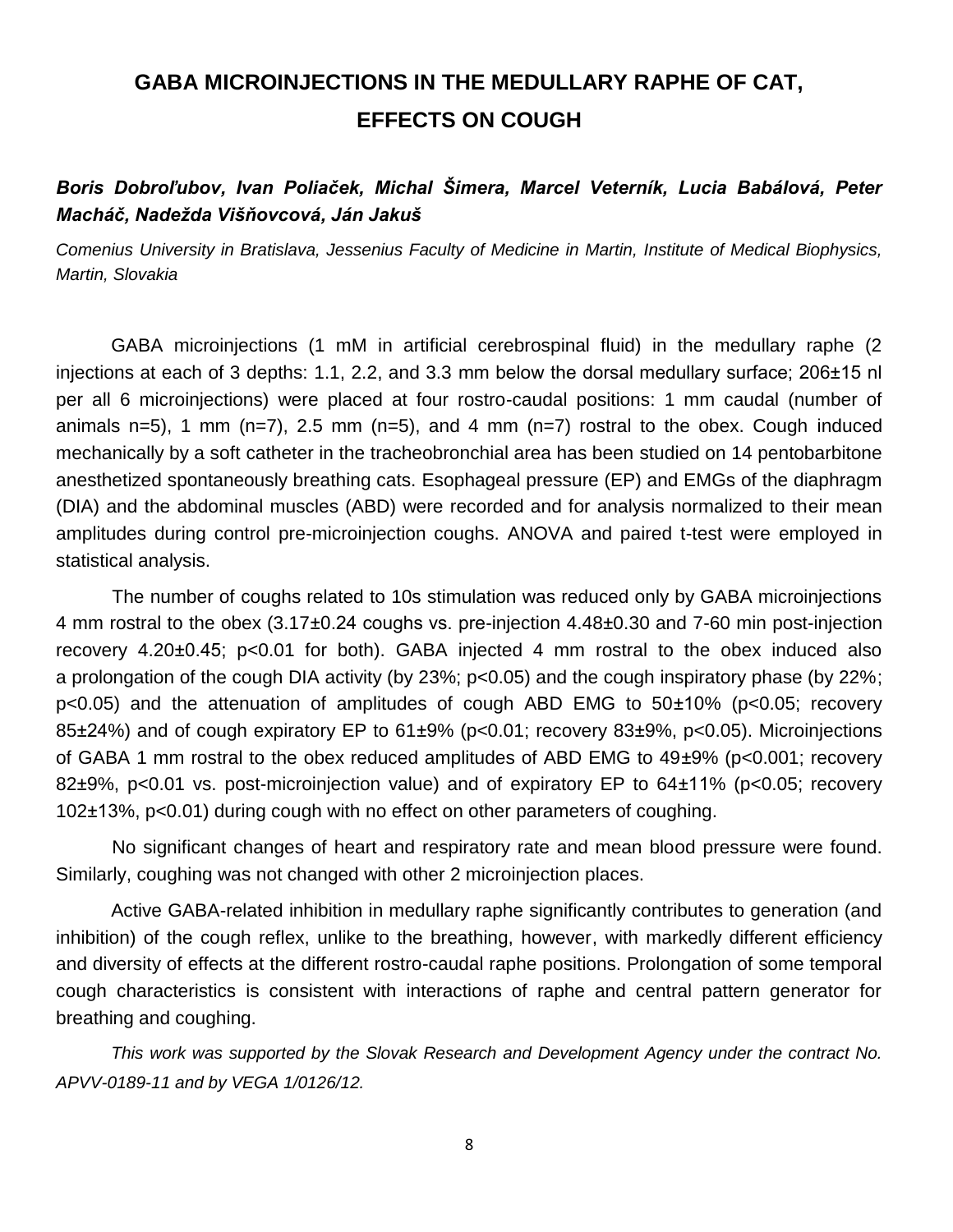# GABA MICROINJECTIONS IN THE MEDULLARY RAPHE OF CAT, EFFECTS ON COUGH

***Boris Dobroľubov, Ivan Poliaček, Michal Šimera, Marcel Veterník, Lucia Babálová, Peter Macháč, Nadežda Višňovcová, Ján Jakuš***

*Comenius University in Bratislava, Jessenius Faculty of Medicine in Martin, Institute of Medical Biophysics, Martin, Slovakia*

GABA microinjections (1 mM in artificial cerebrospinal fluid) in the medullary raphe (2 injections at each of 3 depths: 1.1, 2.2, and 3.3 mm below the dorsal medullary surface; 206±15 nl per all 6 microinjections) were placed at four rostro-caudal positions: 1 mm caudal (number of animals n=5), 1 mm (n=7), 2.5 mm (n=5), and 4 mm (n=7) rostral to the obex. Cough induced mechanically by a soft catheter in the tracheobronchial area has been studied on 14 pentobarbitone anesthetized spontaneously breathing cats. Esophageal pressure (EP) and EMGs of the diaphragm (DIA) and the abdominal muscles (ABD) were recorded and for analysis normalized to their mean amplitudes during control pre-microinjection coughs. ANOVA and paired t-test were employed in statistical analysis.

The number of coughs related to 10s stimulation was reduced only by GABA microinjections 4 mm rostral to the obex (3.17±0.24 coughs vs. pre-injection 4.48±0.30 and 7-60 min post-injection recovery 4.20±0.45; $p<0.01$ for both). GABA injected 4 mm rostral to the obex induced also a prolongation of the cough DIA activity (by 23%; $p<0.05$) and the cough inspiratory phase (by 22%; $p<0.05$) and the attenuation of amplitudes of cough ABD EMG to 50±10% ($p<0.05$; recovery 85±24%) and of cough expiratory EP to 61±9% ($p<0.01$; recovery 83±9%, $p<0.05$). Microinjections of GABA 1 mm rostral to the obex reduced amplitudes of ABD EMG to 49±9% ($p<0.001$; recovery 82±9%, $p<0.01$ vs. post-microinjection value) and of expiratory EP to 64±11% ($p<0.05$; recovery 102±13%, $p<0.01$) during cough with no effect on other parameters of coughing.

No significant changes of heart and respiratory rate and mean blood pressure were found. Similarly, coughing was not changed with other 2 microinjection places.

Active GABA-related inhibition in medullary raphe significantly contributes to generation (and inhibition) of the cough reflex, unlike to the breathing, however, with markedly different efficiency and diversity of effects at the different rostro-caudal raphe positions. Prolongation of some temporal cough characteristics is consistent with interactions of raphe and central pattern generator for breathing and coughing.

*This work was supported by the Slovak Research and Development Agency under the contract No. APVV-0189-11 and by VEGA 1/0126/12.*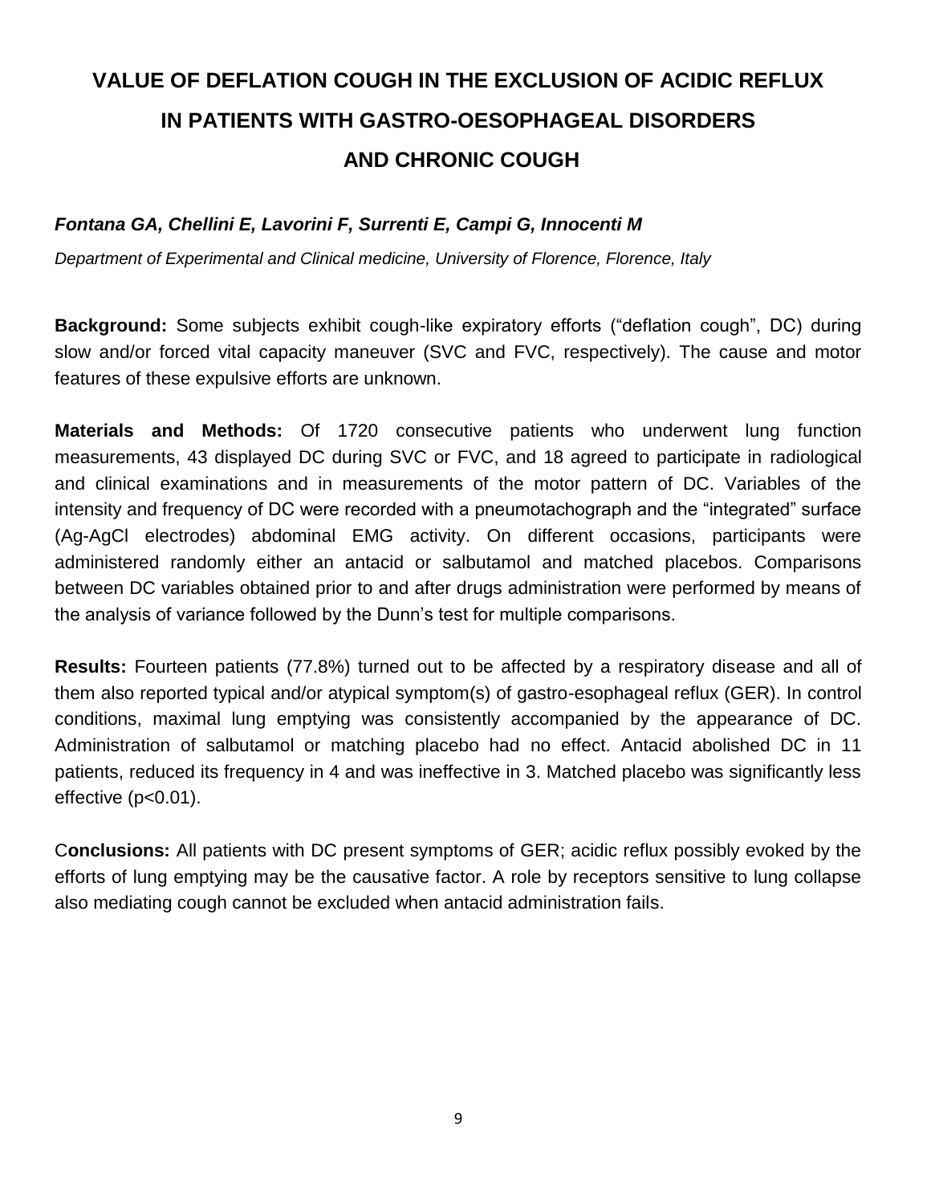# VALUE OF DEFLATION COUGH IN THE EXCLUSION OF ACIDIC REFLUX IN PATIENTS WITH GASTRO-OESOPHAGEAL DISORDERS AND CHRONIC COUGH

***Fontana GA, Chellini E, Lavorini F, Surrenti E, Campi G, Innocenti M***

*Department of Experimental and Clinical medicine, University of Florence, Florence, Italy*

**Background:** Some subjects exhibit cough-like expiratory efforts ("deflation cough", DC) during slow and/or forced vital capacity maneuver (SVC and FVC, respectively). The cause and motor features of these expulsive efforts are unknown.

**Materials and Methods:** Of 1720 consecutive patients who underwent lung function measurements, 43 displayed DC during SVC or FVC, and 18 agreed to participate in radiological and clinical examinations and in measurements of the motor pattern of DC. Variables of the intensity and frequency of DC were recorded with a pneumotachograph and the "integrated" surface (Ag-AgCl electrodes) abdominal EMG activity. On different occasions, participants were administered randomly either an antacid or salbutamol and matched placebos. Comparisons between DC variables obtained prior to and after drugs administration were performed by means of the analysis of variance followed by the Dunn's test for multiple comparisons.

**Results:** Fourteen patients (77.8%) turned out to be affected by a respiratory disease and all of them also reported typical and/or atypical symptom(s) of gastro-esophageal reflux (GER). In control conditions, maximal lung emptying was consistently accompanied by the appearance of DC. Administration of salbutamol or matching placebo had no effect. Antacid abolished DC in 11 patients, reduced its frequency in 4 and was ineffective in 3. Matched placebo was significantly less effective ($p<0.01$).

C**onclusions:** All patients with DC present symptoms of GER; acidic reflux possibly evoked by the efforts of lung emptying may be the causative factor. A role by receptors sensitive to lung collapse also mediating cough cannot be excluded when antacid administration fails.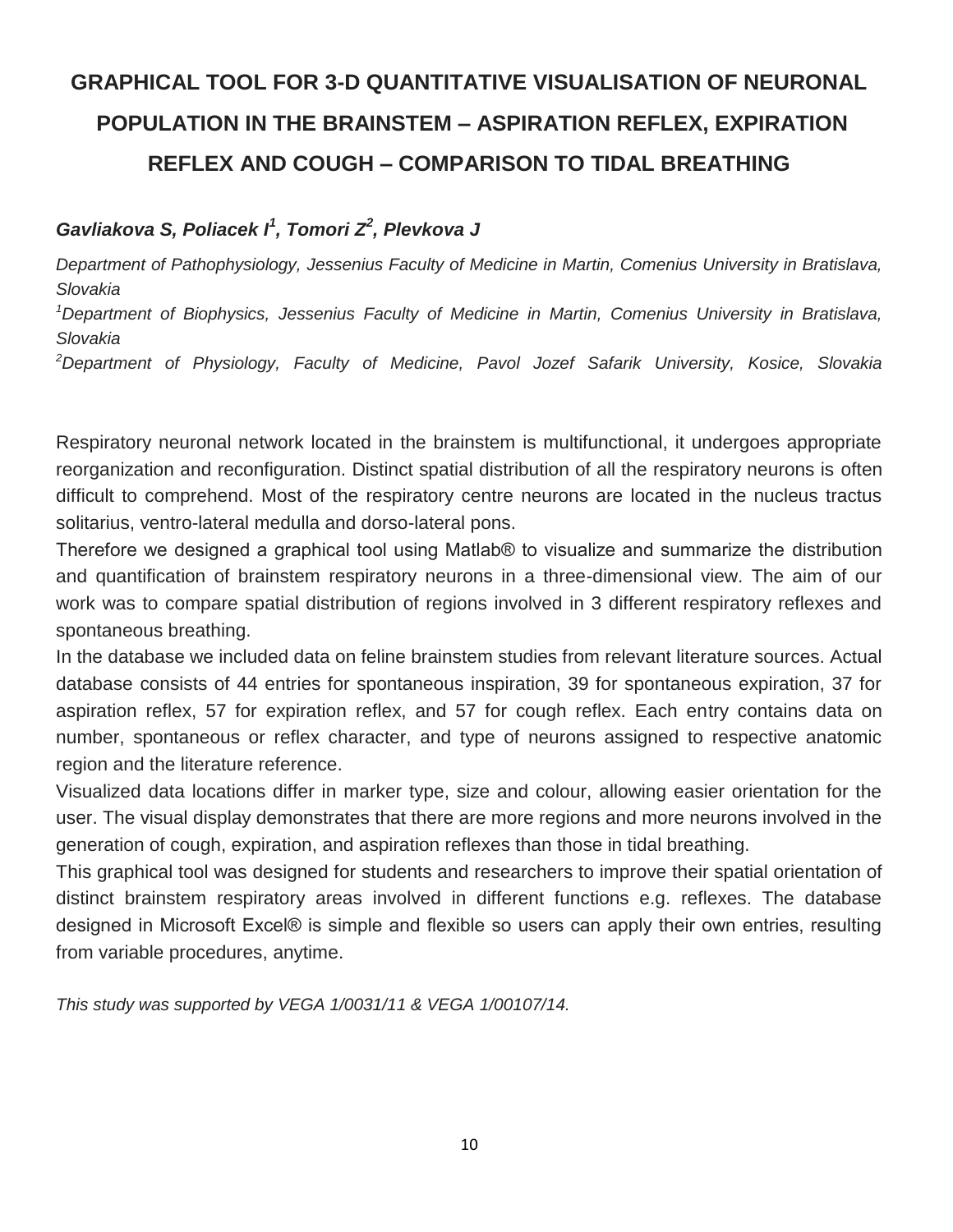# GRAPHICAL TOOL FOR 3-D QUANTITATIVE VISUALISATION OF NEURONAL POPULATION IN THE BRAINSTEM – ASPIRATION REFLEX, EXPIRATION REFLEX AND COUGH – COMPARISON TO TIDAL BREATHING

***Gavliakova S, Poliacek I[1], Tomori Z[2], Plevkova J***

*Department of Pathophysiology, Jessenius Faculty of Medicine in Martin, Comenius University in Bratislava, Slovakia*

*[1]Department of Biophysics, Jessenius Faculty of Medicine in Martin, Comenius University in Bratislava, Slovakia*

*[2]Department of Physiology, Faculty of Medicine, Pavol Jozef Safarik University, Kosice, Slovakia*

Respiratory neuronal network located in the brainstem is multifunctional, it undergoes appropriate reorganization and reconfiguration. Distinct spatial distribution of all the respiratory neurons is often difficult to comprehend. Most of the respiratory centre neurons are located in the nucleus tractus solitarius, ventro-lateral medulla and dorso-lateral pons.

Therefore we designed a graphical tool using Matlab® to visualize and summarize the distribution and quantification of brainstem respiratory neurons in a three-dimensional view. The aim of our work was to compare spatial distribution of regions involved in 3 different respiratory reflexes and spontaneous breathing.

In the database we included data on feline brainstem studies from relevant literature sources. Actual database consists of 44 entries for spontaneous inspiration, 39 for spontaneous expiration, 37 for aspiration reflex, 57 for expiration reflex, and 57 for cough reflex. Each entry contains data on number, spontaneous or reflex character, and type of neurons assigned to respective anatomic region and the literature reference.

Visualized data locations differ in marker type, size and colour, allowing easier orientation for the user. The visual display demonstrates that there are more regions and more neurons involved in the generation of cough, expiration, and aspiration reflexes than those in tidal breathing.

This graphical tool was designed for students and researchers to improve their spatial orientation of distinct brainstem respiratory areas involved in different functions e.g. reflexes. The database designed in Microsoft Excel® is simple and flexible so users can apply their own entries, resulting from variable procedures, anytime.

*This study was supported by VEGA 1/0031/11 & VEGA 1/00107/14.*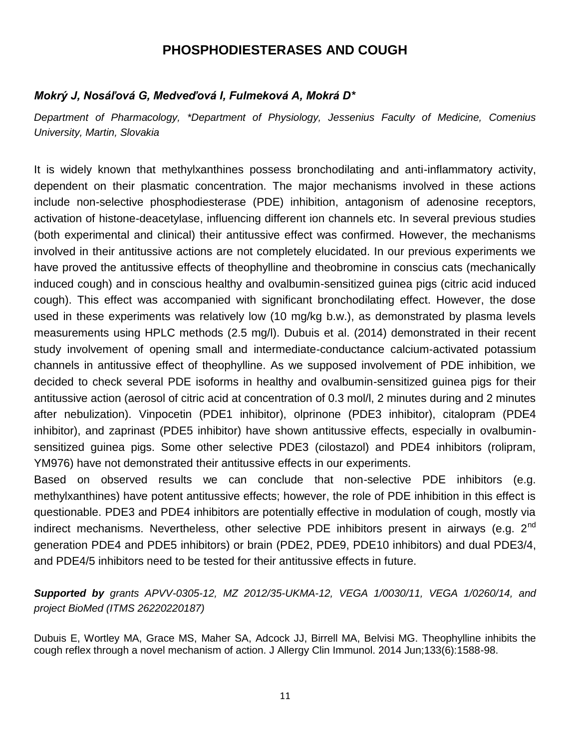# PHOSPHODIESTERASES AND COUGH

***Mokrý J, Nosáľová G, Medveďová I, Fulmeková A, Mokrá D****

*Department of Pharmacology, \*Department of Physiology, Jessenius Faculty of Medicine, Comenius University, Martin, Slovakia*

It is widely known that methylxanthines possess bronchodilating and anti-inflammatory activity, dependent on their plasmatic concentration. The major mechanisms involved in these actions include non-selective phosphodiesterase (PDE) inhibition, antagonism of adenosine receptors, activation of histone-deacetylase, influencing different ion channels etc. In several previous studies (both experimental and clinical) their antitussive effect was confirmed. However, the mechanisms involved in their antitussive actions are not completely elucidated. In our previous experiments we have proved the antitussive effects of theophylline and theobromine in conscius cats (mechanically induced cough) and in conscious healthy and ovalbumin-sensitized guinea pigs (citric acid induced cough). This effect was accompanied with significant bronchodilating effect. However, the dose used in these experiments was relatively low (10 mg/kg b.w.), as demonstrated by plasma levels measurements using HPLC methods (2.5 mg/l). Dubuis et al. (2014) demonstrated in their recent study involvement of opening small and intermediate-conductance calcium-activated potassium channels in antitussive effect of theophylline. As we supposed involvement of PDE inhibition, we decided to check several PDE isoforms in healthy and ovalbumin-sensitized guinea pigs for their antitussive action (aerosol of citric acid at concentration of 0.3 mol/l, 2 minutes during and 2 minutes after nebulization). Vinpocetin (PDE1 inhibitor), olprinone (PDE3 inhibitor), citalopram (PDE4 inhibitor), and zaprinast (PDE5 inhibitor) have shown antitussive effects, especially in ovalbumin-sensitized guinea pigs. Some other selective PDE3 (cilostazol) and PDE4 inhibitors (rolipram, YM976) have not demonstrated their antitussive effects in our experiments.

Based on observed results we can conclude that non-selective PDE inhibitors (e.g. methylxanthines) have potent antitussive effects; however, the role of PDE inhibition in this effect is questionable. PDE3 and PDE4 inhibitors are potentially effective in modulation of cough, mostly via indirect mechanisms. Nevertheless, other selective PDE inhibitors present in airways (e.g. 2nd generation PDE4 and PDE5 inhibitors) or brain (PDE2, PDE9, PDE10 inhibitors) and dual PDE3/4, and PDE4/5 inhibitors need to be tested for their antitussive effects in future.

***Supported by*** *grants APVV-0305-12, MZ 2012/35-UKMA-12, VEGA 1/0030/11, VEGA 1/0260/14, and project BioMed (ITMS 26220220187)*

Dubuis E, Wortley MA, Grace MS, Maher SA, Adcock JJ, Birrell MA, Belvisi MG. Theophylline inhibits the cough reflex through a novel mechanism of action. J Allergy Clin Immunol. 2014 Jun;133(6):1588-98.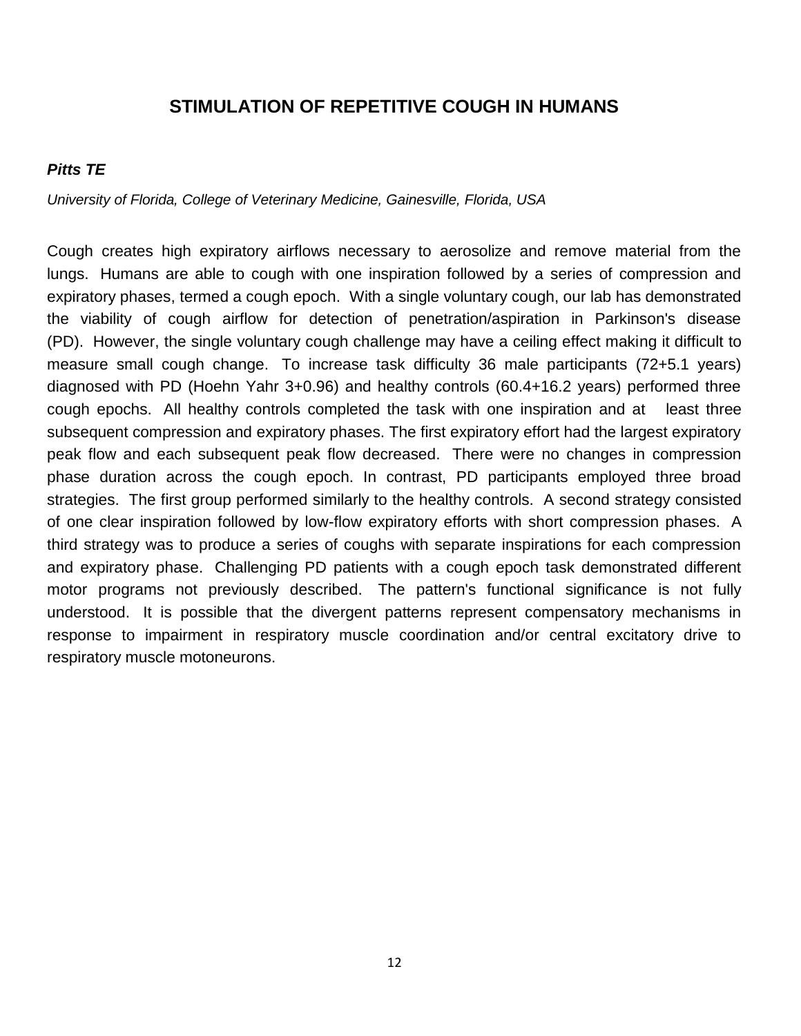## STIMULATION OF REPETITIVE COUGH IN HUMANS

***Pitts TE***

*University of Florida, College of Veterinary Medicine, Gainesville, Florida, USA*

Cough creates high expiratory airflows necessary to aerosolize and remove material from the lungs. Humans are able to cough with one inspiration followed by a series of compression and expiratory phases, termed a cough epoch. With a single voluntary cough, our lab has demonstrated the viability of cough airflow for detection of penetration/aspiration in Parkinson's disease (PD). However, the single voluntary cough challenge may have a ceiling effect making it difficult to measure small cough change. To increase task difficulty 36 male participants (72+5.1 years) diagnosed with PD (Hoehn Yahr 3+0.96) and healthy controls (60.4+16.2 years) performed three cough epochs. All healthy controls completed the task with one inspiration and at least three subsequent compression and expiratory phases. The first expiratory effort had the largest expiratory peak flow and each subsequent peak flow decreased. There were no changes in compression phase duration across the cough epoch. In contrast, PD participants employed three broad strategies. The first group performed similarly to the healthy controls. A second strategy consisted of one clear inspiration followed by low-flow expiratory efforts with short compression phases. A third strategy was to produce a series of coughs with separate inspirations for each compression and expiratory phase. Challenging PD patients with a cough epoch task demonstrated different motor programs not previously described. The pattern's functional significance is not fully understood. It is possible that the divergent patterns represent compensatory mechanisms in response to impairment in respiratory muscle coordination and/or central excitatory drive to respiratory muscle motoneurons.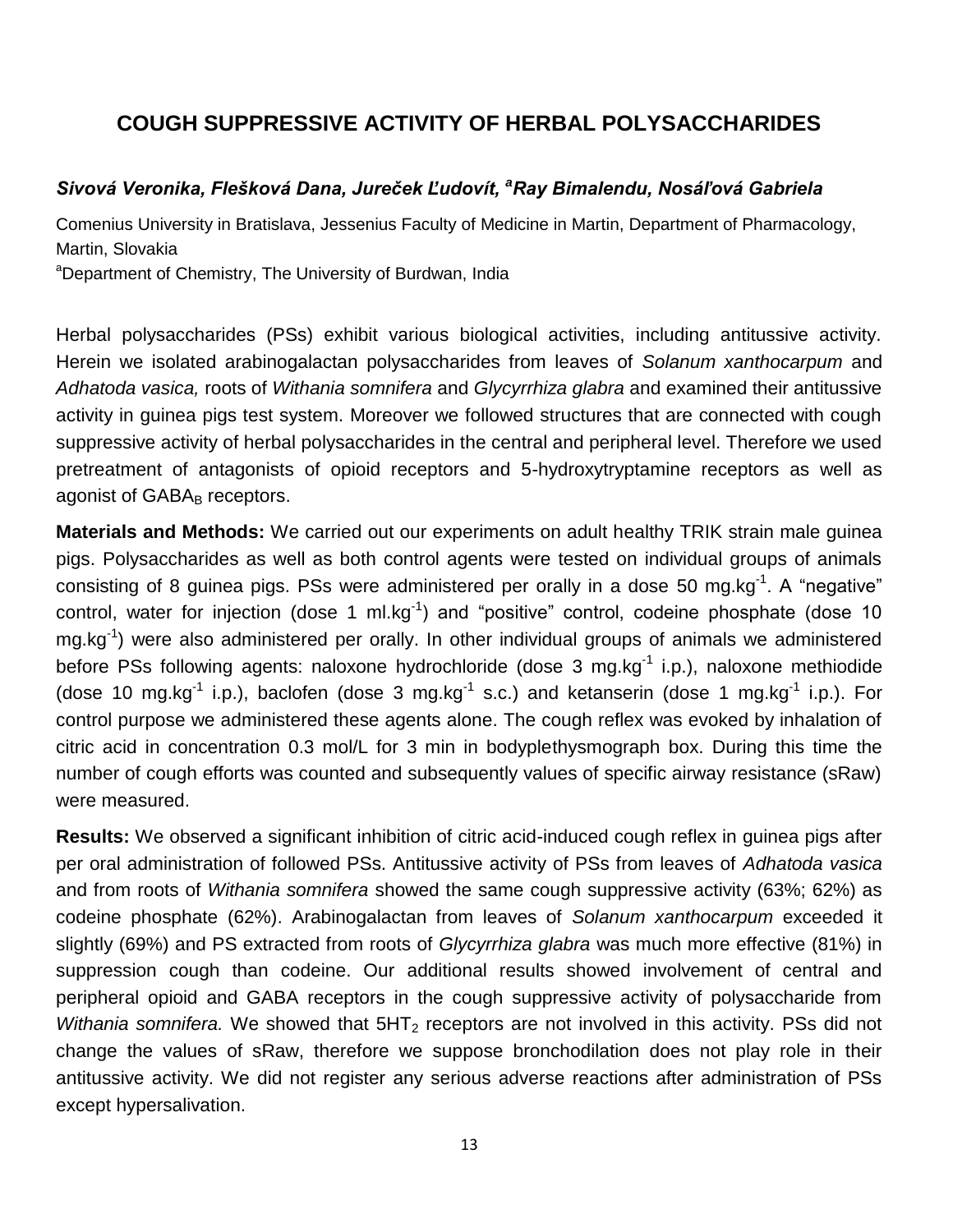# COUGH SUPPRESSIVE ACTIVITY OF HERBAL POLYSACCHARIDES

***Sivová Veronika, Flešková Dana, Jureček Ľudovít, [a]Ray Bimalendu, Nosáľová Gabriela***

Comenius University in Bratislava, Jessenius Faculty of Medicine in Martin, Department of Pharmacology, Martin, Slovakia

[a]Department of Chemistry, The University of Burdwan, India

Herbal polysaccharides (PSs) exhibit various biological activities, including antitussive activity. Herein we isolated arabinogalactan polysaccharides from leaves of *Solanum xanthocarpum* and *Adhatoda vasica,* roots of *Withania somnifera* and *Glycyrrhiza glabra* and examined their antitussive activity in guinea pigs test system. Moreover we followed structures that are connected with cough suppressive activity of herbal polysaccharides in the central and peripheral level. Therefore we used pretreatment of antagonists of opioid receptors and 5-hydroxytryptamine receptors as well as agonist of $GABA_B$ receptors.

**Materials and Methods:** We carried out our experiments on adult healthy TRIK strain male guinea pigs. Polysaccharides as well as both control agents were tested on individual groups of animals consisting of 8 guinea pigs. PSs were administered per orally in a dose 50 $mg.kg^{-1}$. A "negative" control, water for injection (dose 1 $ml.kg^{-1}$) and "positive" control, codeine phosphate (dose 10 $mg.kg^{-1}$) were also administered per orally. In other individual groups of animals we administered before PSs following agents: naloxone hydrochloride (dose 3 $mg.kg^{-1}$ i.p.), naloxone methiodide (dose 10 $mg.kg^{-1}$ i.p.), baclofen (dose 3 $mg.kg^{-1}$ s.c.) and ketanserin (dose 1 $mg.kg^{-1}$ i.p.). For control purpose we administered these agents alone. The cough reflex was evoked by inhalation of citric acid in concentration 0.3 mol/L for 3 min in bodyplethysmograph box. During this time the number of cough efforts was counted and subsequently values of specific airway resistance (sRaw) were measured.

**Results:** We observed a significant inhibition of citric acid-induced cough reflex in guinea pigs after per oral administration of followed PSs. Antitussive activity of PSs from leaves of *Adhatoda vasica* and from roots of *Withania somnifera* showed the same cough suppressive activity (63%; 62%) as codeine phosphate (62%). Arabinogalactan from leaves of *Solanum xanthocarpum* exceeded it slightly (69%) and PS extracted from roots of *Glycyrrhiza glabra* was much more effective (81%) in suppression cough than codeine. Our additional results showed involvement of central and peripheral opioid and GABA receptors in the cough suppressive activity of polysaccharide from *Withania somnifera.* We showed that $5HT_2$ receptors are not involved in this activity. PSs did not change the values of sRaw, therefore we suppose bronchodilation does not play role in their antitussive activity. We did not register any serious adverse reactions after administration of PSs except hypersalivation.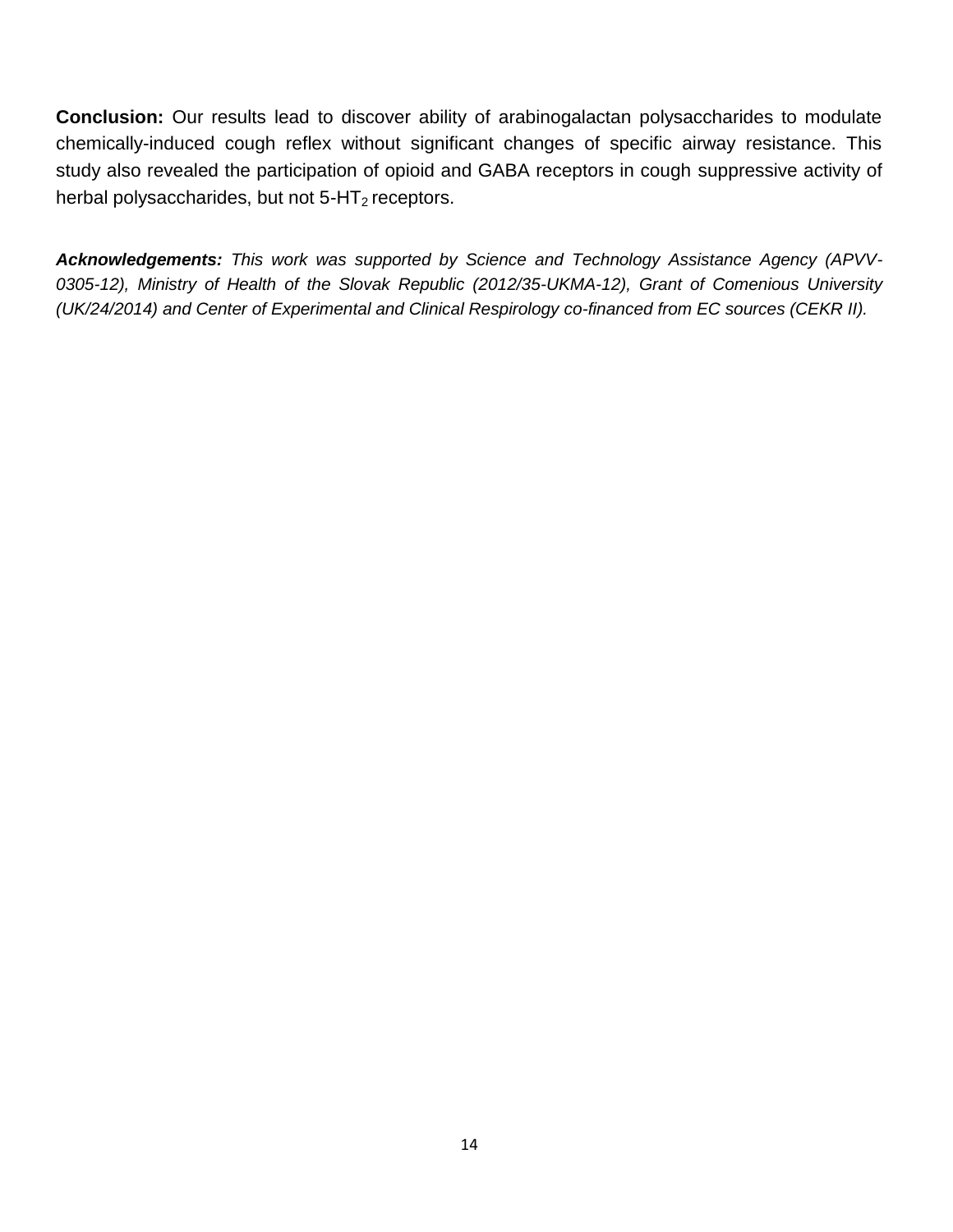**Conclusion:** Our results lead to discover ability of arabinogalactan polysaccharides to modulate chemically-induced cough reflex without significant changes of specific airway resistance. This study also revealed the participation of opioid and GABA receptors in cough suppressive activity of herbal polysaccharides, but not 5-$HT_2$ receptors.

***Acknowledgements:*** *This work was supported by Science and Technology Assistance Agency (APVV-0305-12), Ministry of Health of the Slovak Republic (2012/35-UKMA-12), Grant of Comenious University (UK/24/2014) and Center of Experimental and Clinical Respirology co-financed from EC sources (CEKR II).*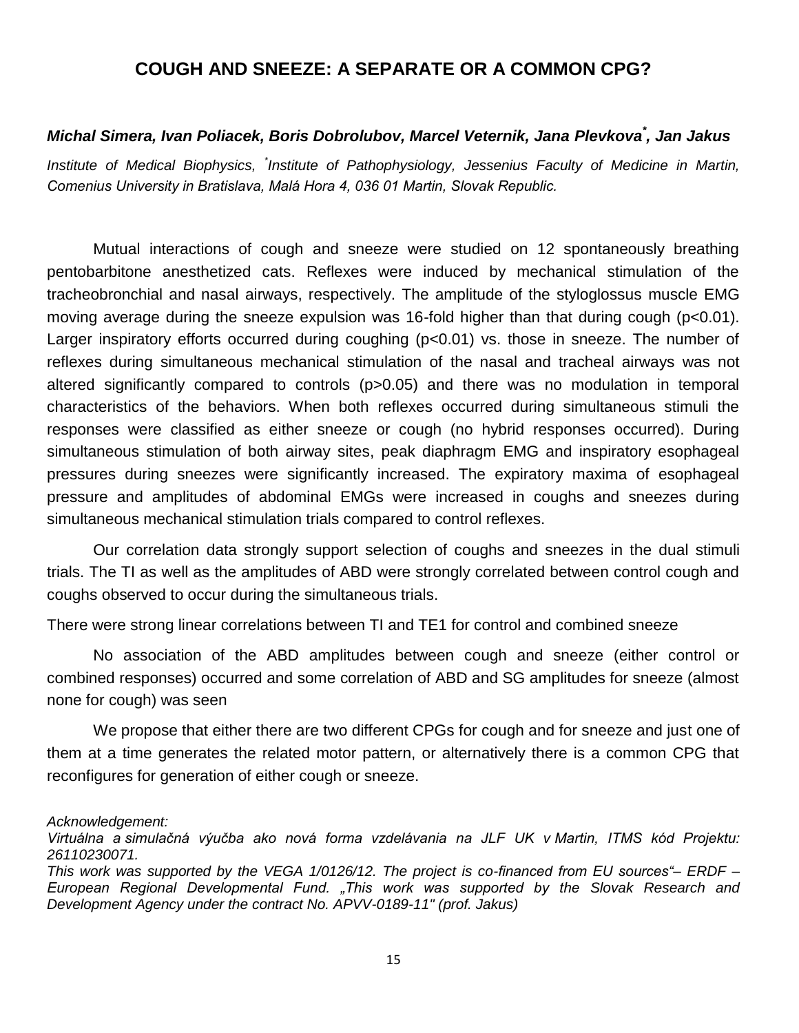# COUGH AND SNEEZE: A SEPARATE OR A COMMON CPG?

***Michal Simera, Ivan Poliacek, Boris Dobrolubov, Marcel Veternik, Jana Plevkova*, Jan Jakus***

*Institute of Medical Biophysics, *Institute of Pathophysiology, Jessenius Faculty of Medicine in Martin, Comenius University in Bratislava, Malá Hora 4, 036 01 Martin, Slovak Republic.*

Mutual interactions of cough and sneeze were studied on 12 spontaneously breathing pentobarbitone anesthetized cats. Reflexes were induced by mechanical stimulation of the tracheobronchial and nasal airways, respectively. The amplitude of the styloglossus muscle EMG moving average during the sneeze expulsion was 16-fold higher than that during cough ($p<0.01$). Larger inspiratory efforts occurred during coughing ($p<0.01$) vs. those in sneeze. The number of reflexes during simultaneous mechanical stimulation of the nasal and tracheal airways was not altered significantly compared to controls ($p>0.05$) and there was no modulation in temporal characteristics of the behaviors. When both reflexes occurred during simultaneous stimuli the responses were classified as either sneeze or cough (no hybrid responses occurred). During simultaneous stimulation of both airway sites, peak diaphragm EMG and inspiratory esophageal pressures during sneezes were significantly increased. The expiratory maxima of esophageal pressure and amplitudes of abdominal EMGs were increased in coughs and sneezes during simultaneous mechanical stimulation trials compared to control reflexes.

Our correlation data strongly support selection of coughs and sneezes in the dual stimuli trials. The TI as well as the amplitudes of ABD were strongly correlated between control cough and coughs observed to occur during the simultaneous trials.

There were strong linear correlations between TI and TE1 for control and combined sneeze

No association of the ABD amplitudes between cough and sneeze (either control or combined responses) occurred and some correlation of ABD and SG amplitudes for sneeze (almost none for cough) was seen

We propose that either there are two different CPGs for cough and for sneeze and just one of them at a time generates the related motor pattern, or alternatively there is a common CPG that reconfigures for generation of either cough or sneeze.

*Acknowledgement:*

*Virtuálna a simulačná výučba ako nová forma vzdelávania na JLF UK v Martin, ITMS kód Projektu: 26110230071.*

*This work was supported by the VEGA 1/0126/12. The project is co-financed from EU sources"– ERDF – European Regional Developmental Fund. „This work was supported by the Slovak Research and Development Agency under the contract No. APVV-0189-11" (prof. Jakus)*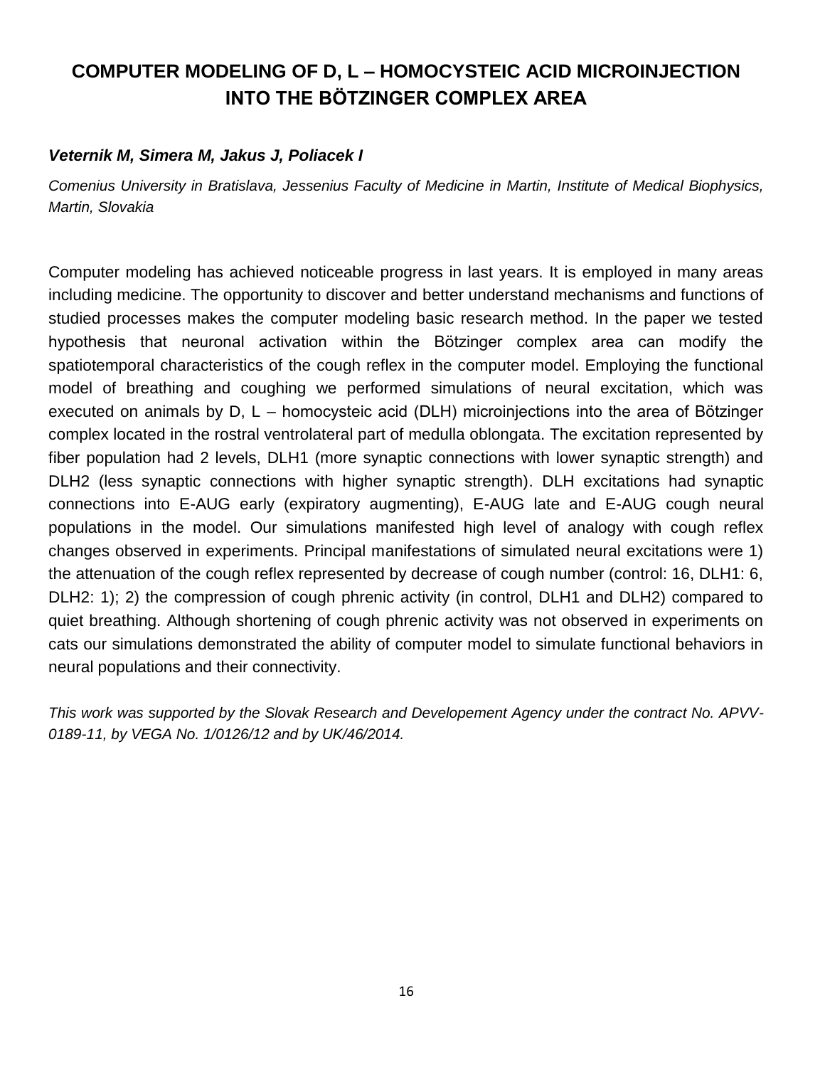# COMPUTER MODELING OF D, L – HOMOCYSTEIC ACID MICROINJECTION INTO THE BÖTZINGER COMPLEX AREA

***Veternik M, Simera M, Jakus J, Poliacek I***

*Comenius University in Bratislava, Jessenius Faculty of Medicine in Martin, Institute of Medical Biophysics, Martin, Slovakia*

Computer modeling has achieved noticeable progress in last years. It is employed in many areas including medicine. The opportunity to discover and better understand mechanisms and functions of studied processes makes the computer modeling basic research method. In the paper we tested hypothesis that neuronal activation within the Bötzinger complex area can modify the spatiotemporal characteristics of the cough reflex in the computer model. Employing the functional model of breathing and coughing we performed simulations of neural excitation, which was executed on animals by D, L – homocysteic acid (DLH) microinjections into the area of Bötzinger complex located in the rostral ventrolateral part of medulla oblongata. The excitation represented by fiber population had 2 levels, DLH1 (more synaptic connections with lower synaptic strength) and DLH2 (less synaptic connections with higher synaptic strength). DLH excitations had synaptic connections into E-AUG early (expiratory augmenting), E-AUG late and E-AUG cough neural populations in the model. Our simulations manifested high level of analogy with cough reflex changes observed in experiments. Principal manifestations of simulated neural excitations were 1) the attenuation of the cough reflex represented by decrease of cough number (control: 16, DLH1: 6, DLH2: 1); 2) the compression of cough phrenic activity (in control, DLH1 and DLH2) compared to quiet breathing. Although shortening of cough phrenic activity was not observed in experiments on cats our simulations demonstrated the ability of computer model to simulate functional behaviors in neural populations and their connectivity.

*This work was supported by the Slovak Research and Developement Agency under the contract No. APVV-0189-11, by VEGA No. 1/0126/12 and by UK/46/2014.*